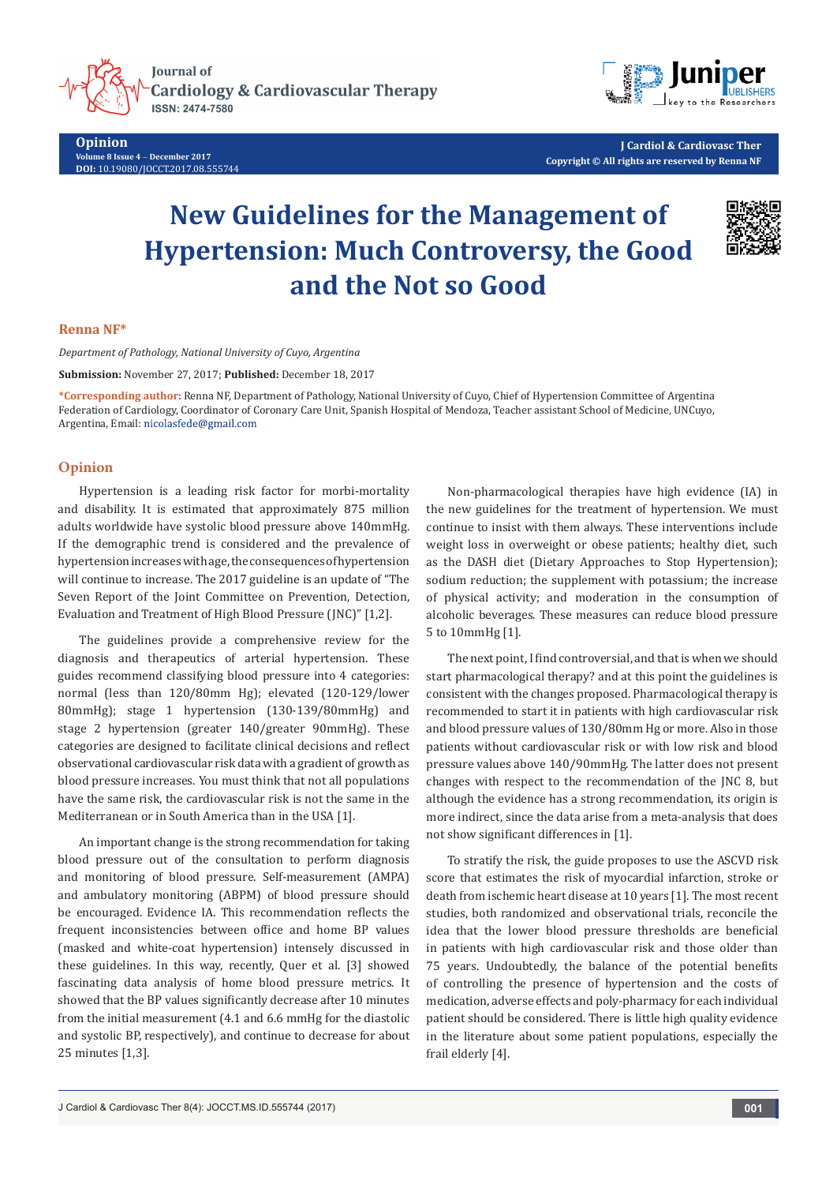Opinion

Volume 8 Issue 4 – December 2017

DOI: 10.19080/JOCCT.2017.08.555744

J Cardiol & Cardiovasc Ther

Copyright © All rights are reserved by Renna NF

# New Guidelines for the Management of Hypertension: Much Controversy, the Good and the Not so Good

**Renna NF***

*Department of Pathology, National University of Cuyo, Argentina*

**Submission:** November 27, 2017; **Published:** December 18, 2017

***Corresponding author:** Renna NF, Department of Pathology, National University of Cuyo, Chief of Hypertension Committee of Argentina Federation of Cardiology, Coordinator of Coronary Care Unit, Spanish Hospital of Mendoza, Teacher assistant School of Medicine, UNCuyo, Argentina, Email: nicolasfede@gmail.com

## Opinion

Hypertension is a leading risk factor for morbi-mortality and disability. It is estimated that approximately 875 million adults worldwide have systolic blood pressure above 140mmHg. If the demographic trend is considered and the prevalence of hypertension increases with age, the consequences of hypertension will continue to increase. The 2017 guideline is an update of "The Seven Report of the Joint Committee on Prevention, Detection, Evaluation and Treatment of High Blood Pressure (JNC)" [1,2].

The guidelines provide a comprehensive review for the diagnosis and therapeutics of arterial hypertension. These guides recommend classifying blood pressure into 4 categories: normal (less than 120/80mm Hg); elevated (120-129/lower 80mmHg); stage 1 hypertension (130-139/80mmHg) and stage 2 hypertension (greater 140/greater 90mmHg). These categories are designed to facilitate clinical decisions and reflect observational cardiovascular risk data with a gradient of growth as blood pressure increases. You must think that not all populations have the same risk, the cardiovascular risk is not the same in the Mediterranean or in South America than in the USA [1].

An important change is the strong recommendation for taking blood pressure out of the consultation to perform diagnosis and monitoring of blood pressure. Self-measurement (AMPA) and ambulatory monitoring (ABPM) of blood pressure should be encouraged. Evidence IA. This recommendation reflects the frequent inconsistencies between office and home BP values (masked and white-coat hypertension) intensely discussed in these guidelines. In this way, recently, Quer et al. [3] showed fascinating data analysis of home blood pressure metrics. It showed that the BP values significantly decrease after 10 minutes from the initial measurement (4.1 and 6.6 mmHg for the diastolic and systolic BP, respectively), and continue to decrease for about 25 minutes [1,3].

Non-pharmacological therapies have high evidence (IA) in the new guidelines for the treatment of hypertension. We must continue to insist with them always. These interventions include weight loss in overweight or obese patients; healthy diet, such as the DASH diet (Dietary Approaches to Stop Hypertension); sodium reduction; the supplement with potassium; the increase of physical activity; and moderation in the consumption of alcoholic beverages. These measures can reduce blood pressure 5 to 10mmHg [1].

The next point, I find controversial, and that is when we should start pharmacological therapy? and at this point the guidelines is consistent with the changes proposed. Pharmacological therapy is recommended to start it in patients with high cardiovascular risk and blood pressure values of 130/80mm Hg or more. Also in those patients without cardiovascular risk or with low risk and blood pressure values above 140/90mmHg. The latter does not present changes with respect to the recommendation of the JNC 8, but although the evidence has a strong recommendation, its origin is more indirect, since the data arise from a meta-analysis that does not show significant differences in [1].

To stratify the risk, the guide proposes to use the ASCVD risk score that estimates the risk of myocardial infarction, stroke or death from ischemic heart disease at 10 years [1]. The most recent studies, both randomized and observational trials, reconcile the idea that the lower blood pressure thresholds are beneficial in patients with high cardiovascular risk and those older than 75 years. Undoubtedly, the balance of the potential benefits of controlling the presence of hypertension and the costs of medication, adverse effects and poly-pharmacy for each individual patient should be considered. There is little high quality evidence in the literature about some patient populations, especially the frail elderly [4].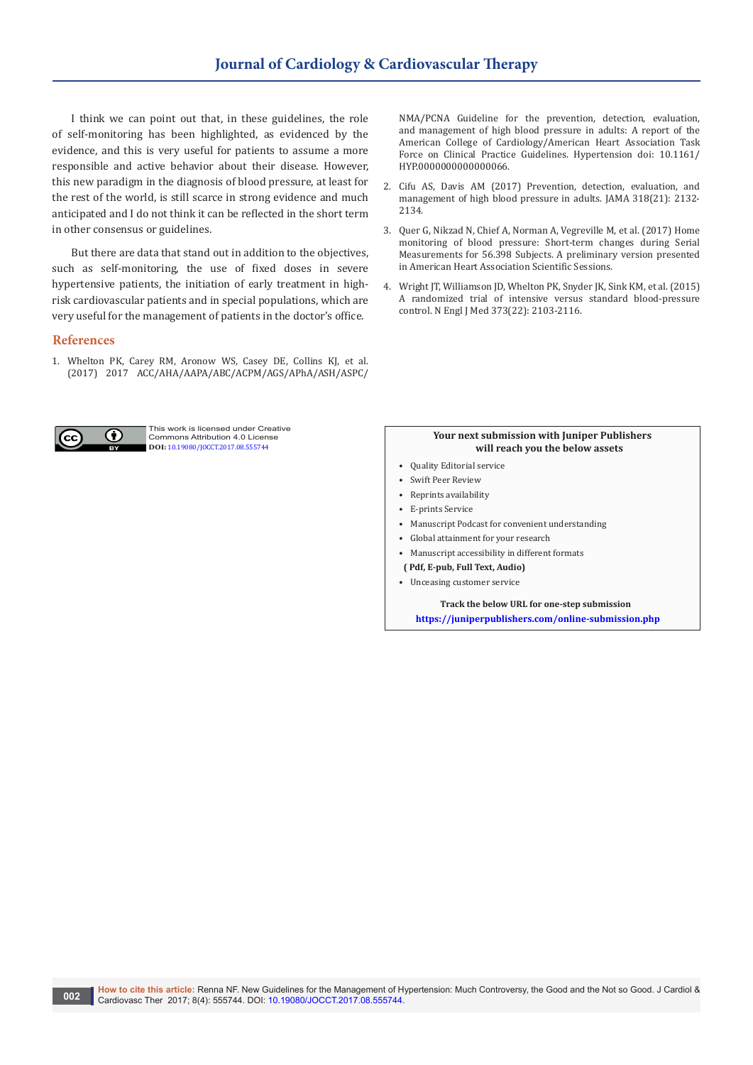I think we can point out that, in these guidelines, the role of self-monitoring has been highlighted, as evidenced by the evidence, and this is very useful for patients to assume a more responsible and active behavior about their disease. However, this new paradigm in the diagnosis of blood pressure, at least for the rest of the world, is still scarce in strong evidence and much anticipated and I do not think it can be reflected in the short term in other consensus or guidelines.

But there are data that stand out in addition to the objectives, such as self-monitoring, the use of fixed doses in severe hypertensive patients, the initiation of early treatment in high-risk cardiovascular patients and in special populations, which are very useful for the management of patients in the doctor's office.

## References

1. Whelton PK, Carey RM, Aronow WS, Casey DE, Collins KJ, et al. (2017) 2017 ACC/AHA/AAPA/ABC/ACPM/AGS/APhA/ASH/ASPC/NMA/PCNA Guideline for the prevention, detection, evaluation, and management of high blood pressure in adults: A report of the American College of Cardiology/American Heart Association Task Force on Clinical Practice Guidelines. Hypertension doi: 10.1161/HYP.0000000000000066.
2. Cifu AS, Davis AM (2017) Prevention, detection, evaluation, and management of high blood pressure in adults. JAMA 318(21): 2132-2134.
3. Quer G, Nikzad N, Chief A, Norman A, Vegreville M, et al. (2017) Home monitoring of blood pressure: Short-term changes during Serial Measurements for 56.398 Subjects. A preliminary version presented in American Heart Association Scientific Sessions.
4. Wright JT, Williamson JD, Whelton PK, Snyder JK, Sink KM, et al. (2015) A randomized trial of intensive versus standard blood-pressure control. N Engl J Med 373(22): 2103-2116.

This work is licensed under Creative Commons Attribution 4.0 License
**DOI:** 10.19080/JOCCT.2017.08.555744

**Your next submission with Juniper Publishers will reach you the below assets**

- Quality Editorial service
- Swift Peer Review
- Reprints availability
- E-prints Service
- Manuscript Podcast for convenient understanding
- Global attainment for your research
- Manuscript accessibility in different formats
  **( Pdf, E-pub, Full Text, Audio)**
- Unceasing customer service

**Track the below URL for one-step submission**
**https://juniperpublishers.com/online-submission.php**

**How to cite this article:** Renna NF. New Guidelines for the Management of Hypertension: Much Controversy, the Good and the Not so Good. J Cardiol & Cardiovasc Ther 2017; 8(4): 555744. DOI: 10.19080/JOCCT.2017.08.555744.